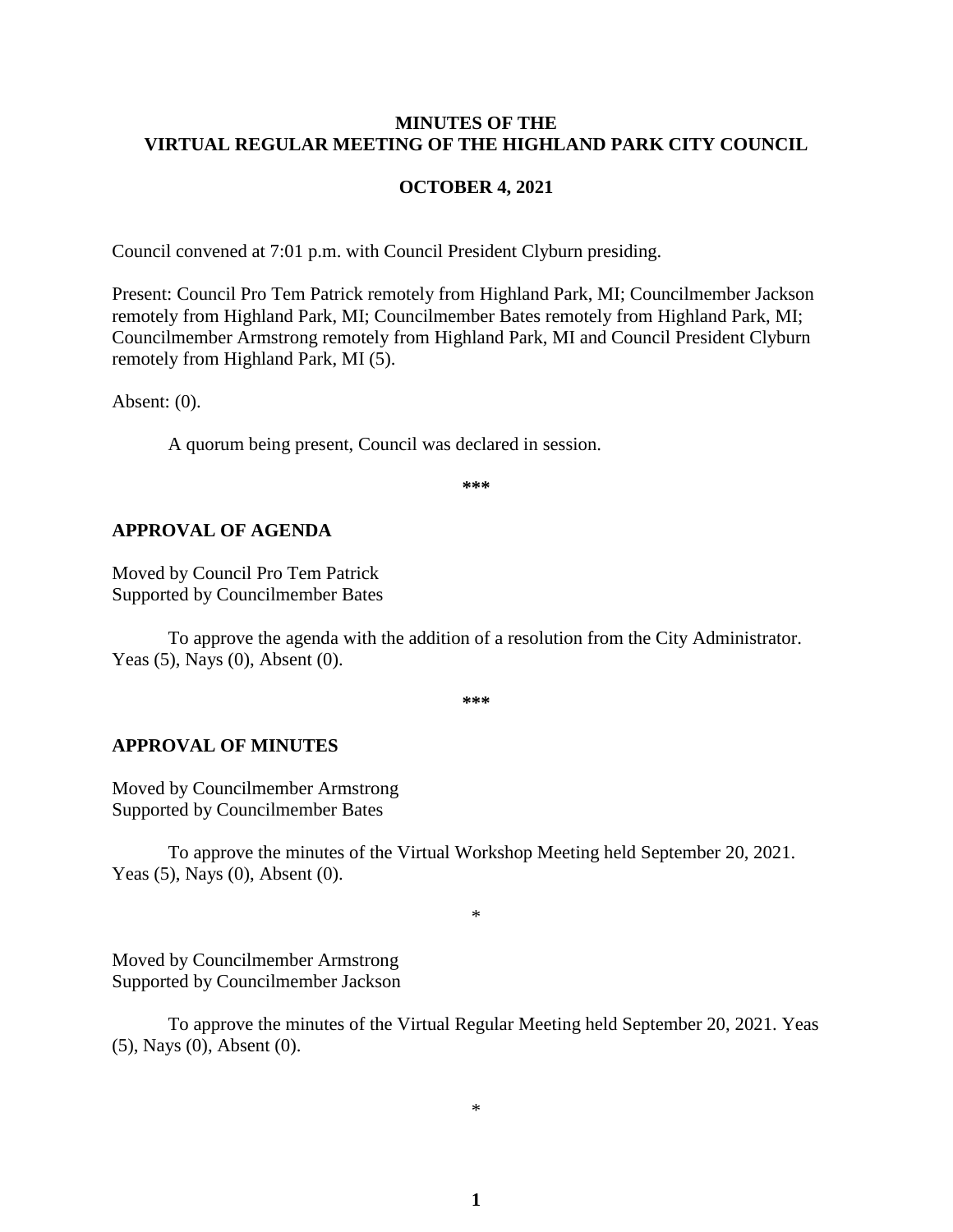# MINUTES OF THE VIRTUAL REGULAR MEETING OF THE HIGHLAND PARK CITY COUNCIL

## OCTOBER 4, 2021

Council convened at 7:01 p.m. with Council President Clyburn presiding.

Present: Council Pro Tem Patrick remotely from Highland Park, MI; Councilmember Jackson remotely from Highland Park, MI; Councilmember Bates remotely from Highland Park, MI; Councilmember Armstrong remotely from Highland Park, MI and Council President Clyburn remotely from Highland Park, MI (5).

Absent: (0).

A quorum being present, Council was declared in session.

***

## APPROVAL OF AGENDA

Moved by Council Pro Tem Patrick
Supported by Councilmember Bates

To approve the agenda with the addition of a resolution from the City Administrator. Yeas (5), Nays (0), Absent (0).

***

## APPROVAL OF MINUTES

Moved by Councilmember Armstrong
Supported by Councilmember Bates

To approve the minutes of the Virtual Workshop Meeting held September 20, 2021. Yeas (5), Nays (0), Absent (0).

*

Moved by Councilmember Armstrong
Supported by Councilmember Jackson

To approve the minutes of the Virtual Regular Meeting held September 20, 2021. Yeas (5), Nays (0), Absent (0).

*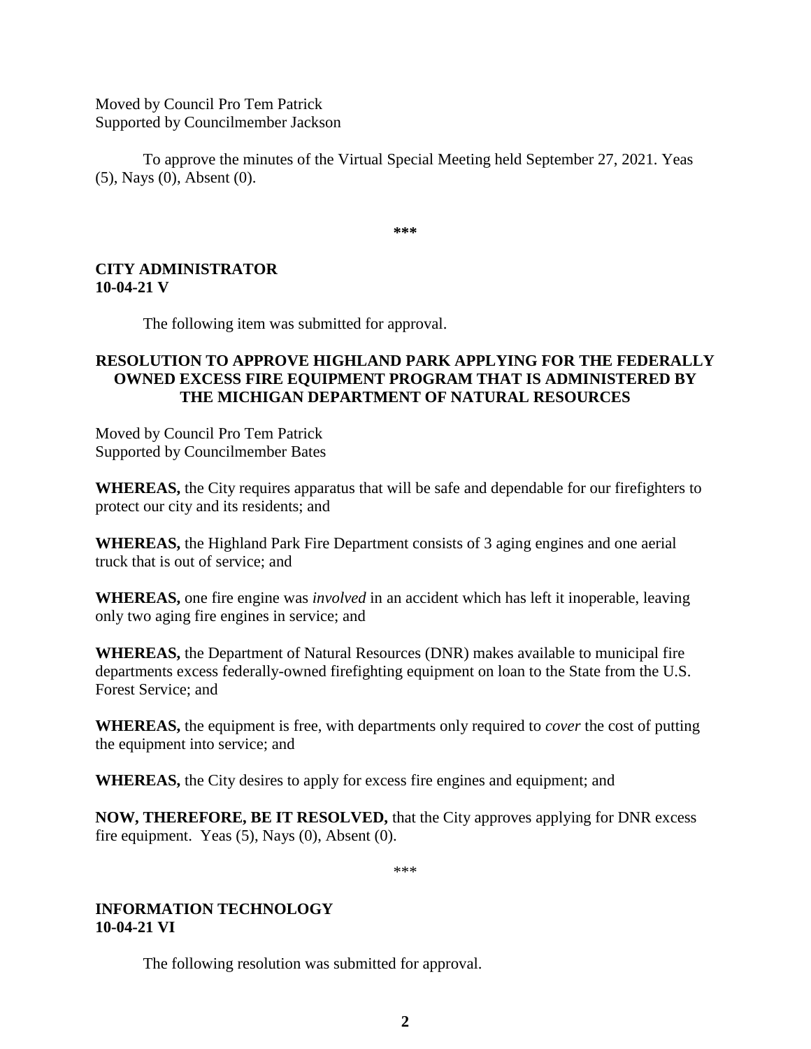Moved by Council Pro Tem Patrick
Supported by Councilmember Jackson

To approve the minutes of the Virtual Special Meeting held September 27, 2021. Yeas (5), Nays (0), Absent (0).

***

**CITY ADMINISTRATOR**
**10-04-21 V**

The following item was submitted for approval.

**RESOLUTION TO APPROVE HIGHLAND PARK APPLYING FOR THE FEDERALLY OWNED EXCESS FIRE EQUIPMENT PROGRAM THAT IS ADMINISTERED BY THE MICHIGAN DEPARTMENT OF NATURAL RESOURCES**

Moved by Council Pro Tem Patrick
Supported by Councilmember Bates

**WHEREAS,** the City requires apparatus that will be safe and dependable for our firefighters to protect our city and its residents; and

**WHEREAS,** the Highland Park Fire Department consists of 3 aging engines and one aerial truck that is out of service; and

**WHEREAS,** one fire engine was *involved* in an accident which has left it inoperable, leaving only two aging fire engines in service; and

**WHEREAS,** the Department of Natural Resources (DNR) makes available to municipal fire departments excess federally-owned firefighting equipment on loan to the State from the U.S. Forest Service; and

**WHEREAS,** the equipment is free, with departments only required to *cover* the cost of putting the equipment into service; and

**WHEREAS,** the City desires to apply for excess fire engines and equipment; and

**NOW, THEREFORE, BE IT RESOLVED,** that the City approves applying for DNR excess fire equipment. Yeas (5), Nays (0), Absent (0).

***

**INFORMATION TECHNOLOGY**
**10-04-21 VI**

The following resolution was submitted for approval.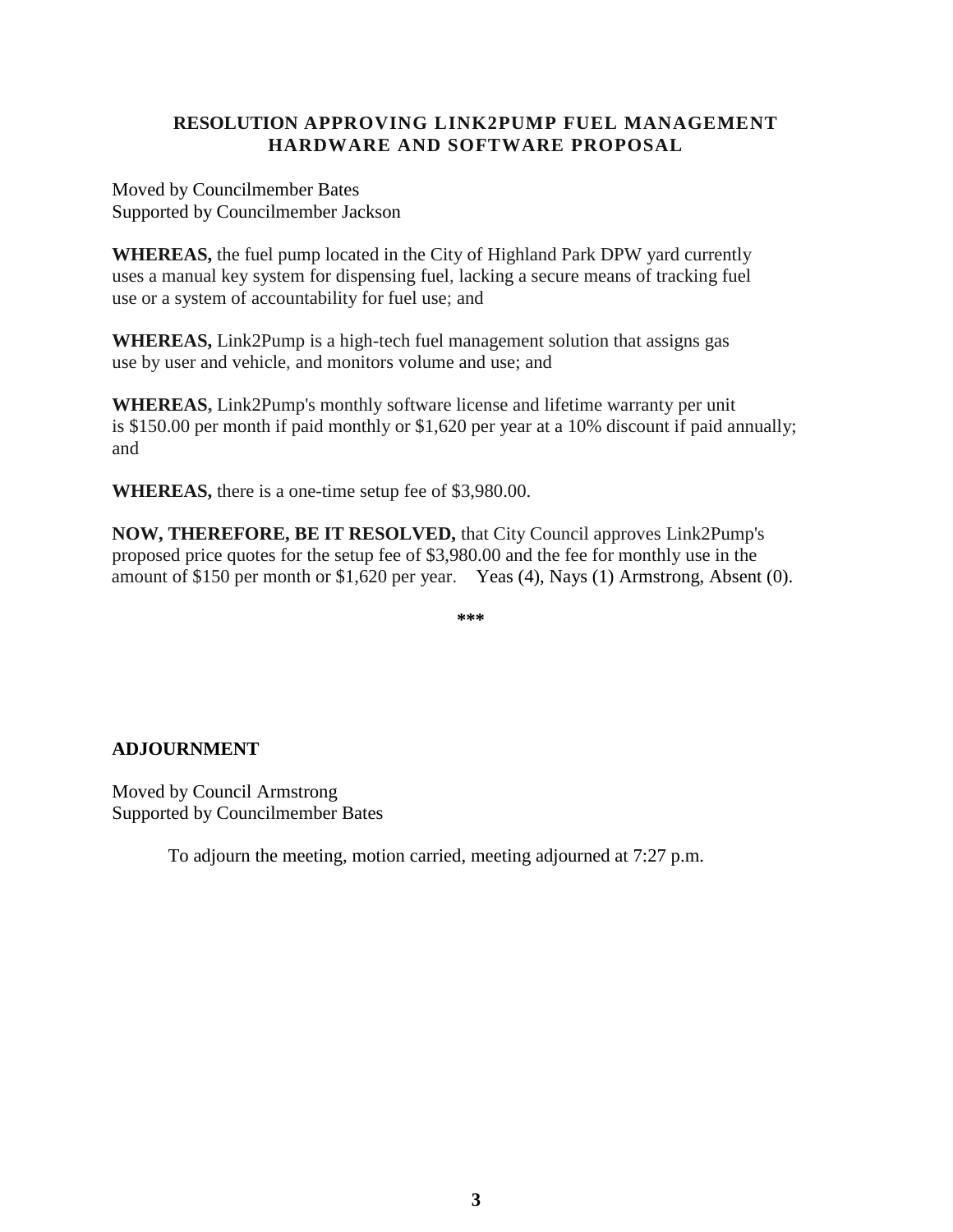## RESOLUTION APPROVING LINK2PUMP FUEL MANAGEMENT HARDWARE AND SOFTWARE PROPOSAL

Moved by Councilmember Bates
Supported by Councilmember Jackson

**WHEREAS,** the fuel pump located in the City of Highland Park DPW yard currently uses a manual key system for dispensing fuel, lacking a secure means of tracking fuel use or a system of accountability for fuel use; and

**WHEREAS,** Link2Pump is a high-tech fuel management solution that assigns gas use by user and vehicle, and monitors volume and use; and

**WHEREAS,** Link2Pump's monthly software license and lifetime warranty per unit is $150.00 per month if paid monthly or $1,620 per year at a 10% discount if paid annually; and

**WHEREAS,** there is a one-time setup fee of $3,980.00.

**NOW, THEREFORE, BE IT RESOLVED,** that City Council approves Link2Pump's proposed price quotes for the setup fee of $3,980.00 and the fee for monthly use in the amount of $150 per month or $1,620 per year. Yeas (4), Nays (1) Armstrong, Absent (0).

**\*\*\***

## ADJOURNMENT

Moved by Council Armstrong
Supported by Councilmember Bates

To adjourn the meeting, motion carried, meeting adjourned at 7:27 p.m.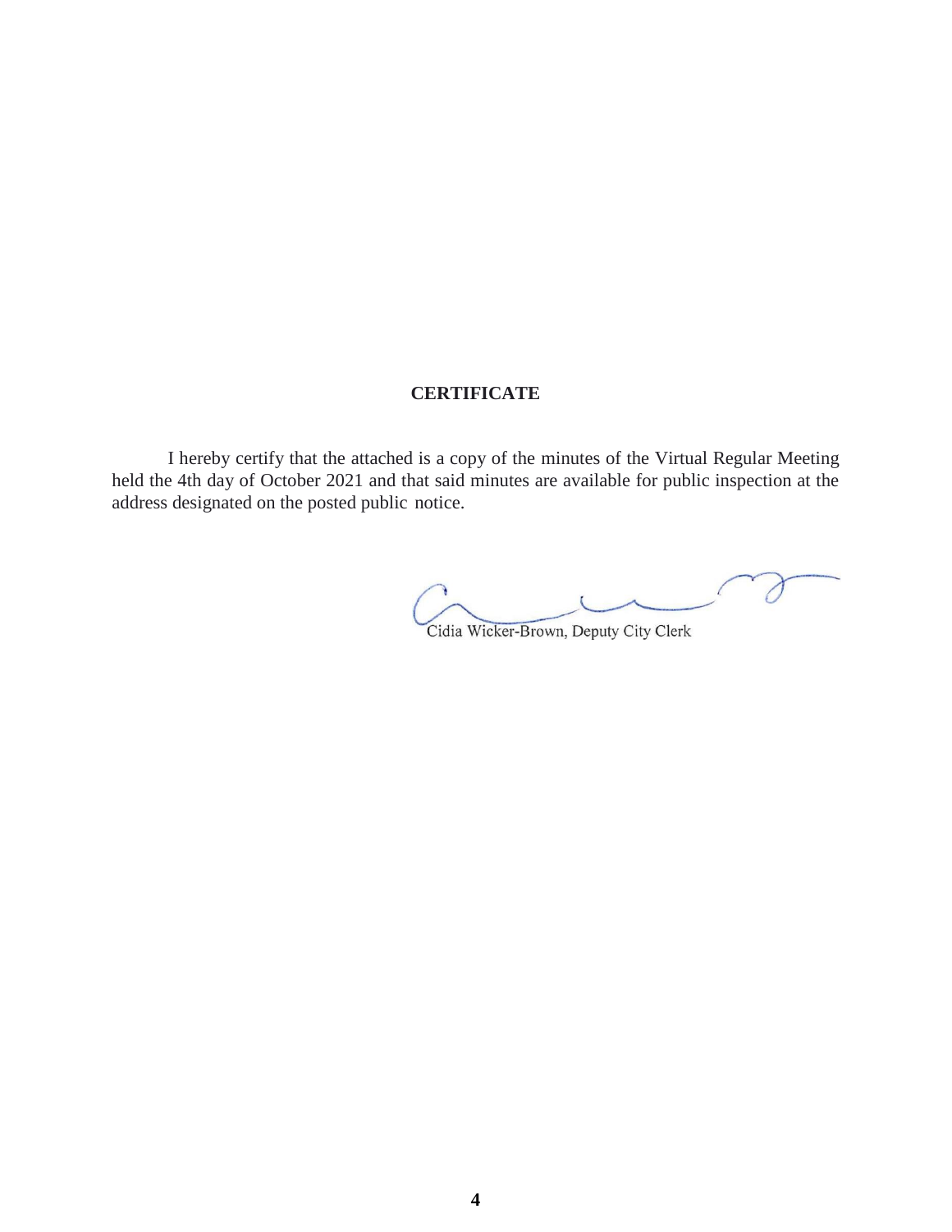## CERTIFICATE

I hereby certify that the attached is a copy of the minutes of the Virtual Regular Meeting held the 4th day of October 2021 and that said minutes are available for public inspection at the address designated on the posted public notice.

Cidia Wicker-Brown, Deputy City Clerk